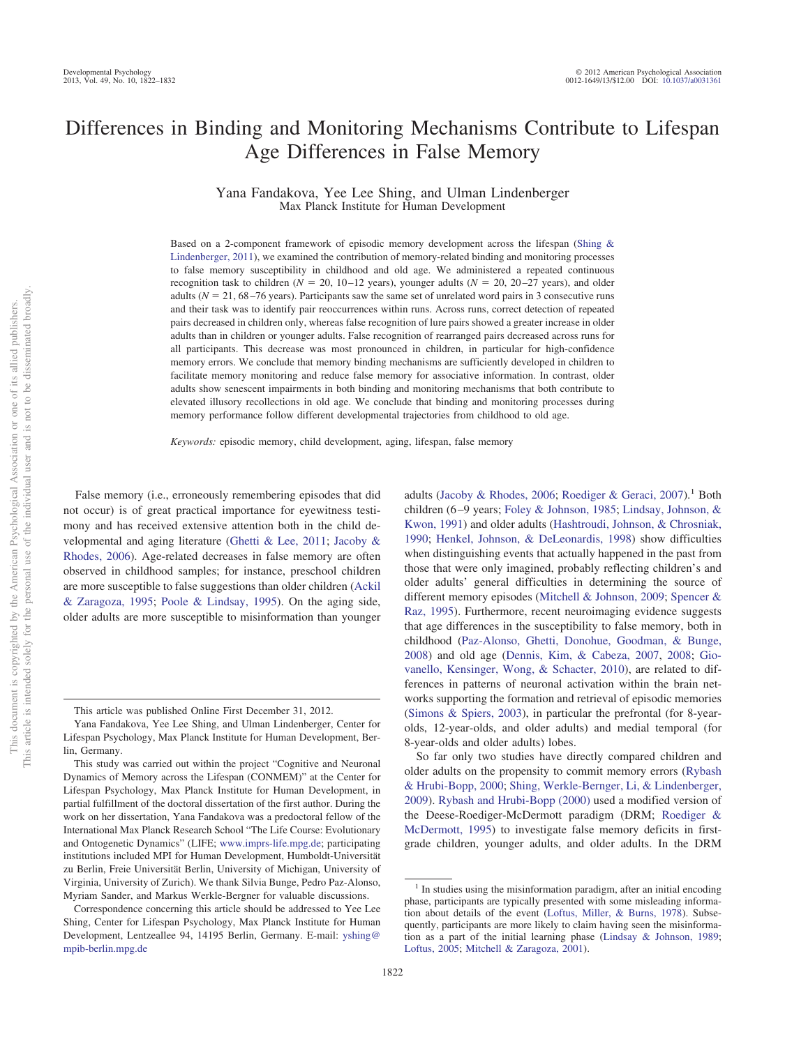# Differences in Binding and Monitoring Mechanisms Contribute to Lifespan Age Differences in False Memory

Yana Fandakova, Yee Lee Shing, and Ulman Lindenberger
Max Planck Institute for Human Development

Based on a 2-component framework of episodic memory development across the lifespan (Shing & Lindenberger, 2011), we examined the contribution of memory-related binding and monitoring processes to false memory susceptibility in childhood and old age. We administered a repeated continuous recognition task to children ($N$ = 20, 10–12 years), younger adults ($N$ = 20, 20–27 years), and older adults ($N$ = 21, 68–76 years). Participants saw the same set of unrelated word pairs in 3 consecutive runs and their task was to identify pair reoccurrences within runs. Across runs, correct detection of repeated pairs decreased in children only, whereas false recognition of lure pairs showed a greater increase in older adults than in children or younger adults. False recognition of rearranged pairs decreased across runs for all participants. This decrease was most pronounced in children, in particular for high-confidence memory errors. We conclude that memory binding mechanisms are sufficiently developed in children to facilitate memory monitoring and reduce false memory for associative information. In contrast, older adults show senescent impairments in both binding and monitoring mechanisms that both contribute to elevated illusory recollections in old age. We conclude that binding and monitoring processes during memory performance follow different developmental trajectories from childhood to old age.

*Keywords:* episodic memory, child development, aging, lifespan, false memory

False memory (i.e., erroneously remembering episodes that did not occur) is of great practical importance for eyewitness testimony and has received extensive attention both in the child developmental and aging literature (Ghetti & Lee, 2011; Jacoby & Rhodes, 2006). Age-related decreases in false memory are often observed in childhood samples; for instance, preschool children are more susceptible to false suggestions than older children (Ackil & Zaragoza, 1995; Poole & Lindsay, 1995). On the aging side, older adults are more susceptible to misinformation than younger adults (Jacoby & Rhodes, 2006; Roediger & Geraci, 2007).[1] Both children (6–9 years; Foley & Johnson, 1985; Lindsay, Johnson, & Kwon, 1991) and older adults (Hashtroudi, Johnson, & Chrosniak, 1990; Henkel, Johnson, & DeLeonardis, 1998) show difficulties when distinguishing events that actually happened in the past from those that were only imagined, probably reflecting children's and older adults' general difficulties in determining the source of different memory episodes (Mitchell & Johnson, 2009; Spencer & Raz, 1995). Furthermore, recent neuroimaging evidence suggests that age differences in the susceptibility to false memory, both in childhood (Paz-Alonso, Ghetti, Donohue, Goodman, & Bunge, 2008) and old age (Dennis, Kim, & Cabeza, 2007, 2008; Giovanello, Kensinger, Wong, & Schacter, 2010), are related to differences in patterns of neuronal activation within the brain networks supporting the formation and retrieval of episodic memories (Simons & Spiers, 2003), in particular the prefrontal (for 8-year-olds, 12-year-olds, and older adults) and medial temporal (for 8-year-olds and older adults) lobes.

So far only two studies have directly compared children and older adults on the propensity to commit memory errors (Rybash & Hrubi-Bopp, 2000; Shing, Werkle-Bergner, Li, & Lindenberger, 2009). Rybash and Hrubi-Bopp (2000) used a modified version of the Deese-Roediger-McDermott paradigm (DRM; Roediger & McDermott, 1995) to investigate false memory deficits in first-grade children, younger adults, and older adults. In the DRM

This article was published Online First December 31, 2012.

Yana Fandakova, Yee Lee Shing, and Ulman Lindenberger, Center for Lifespan Psychology, Max Planck Institute for Human Development, Berlin, Germany.

This study was carried out within the project "Cognitive and Neuronal Dynamics of Memory across the Lifespan (CONMEM)" at the Center for Lifespan Psychology, Max Planck Institute for Human Development, in partial fulfillment of the doctoral dissertation of the first author. During the work on her dissertation, Yana Fandakova was a predoctoral fellow of the International Max Planck Research School "The Life Course: Evolutionary and Ontogenetic Dynamics" (LIFE; www.imprs-life.mpg.de; participating institutions included MPI for Human Development, Humboldt-Universität zu Berlin, Freie Universität Berlin, University of Michigan, University of Virginia, University of Zurich). We thank Silvia Bunge, Pedro Paz-Alonso, Myriam Sander, and Markus Werkle-Bergner for valuable discussions.

Correspondence concerning this article should be addressed to Yee Lee Shing, Center for Lifespan Psychology, Max Planck Institute for Human Development, Lentzeallee 94, 14195 Berlin, Germany. E-mail: yshing@mpib-berlin.mpg.de

[1] In studies using the misinformation paradigm, after an initial encoding phase, participants are typically presented with some misleading information about details of the event (Loftus, Miller, & Burns, 1978). Subsequently, participants are more likely to claim having seen the misinformation as a part of the initial learning phase (Lindsay & Johnson, 1989; Loftus, 2005; Mitchell & Zaragoza, 2001).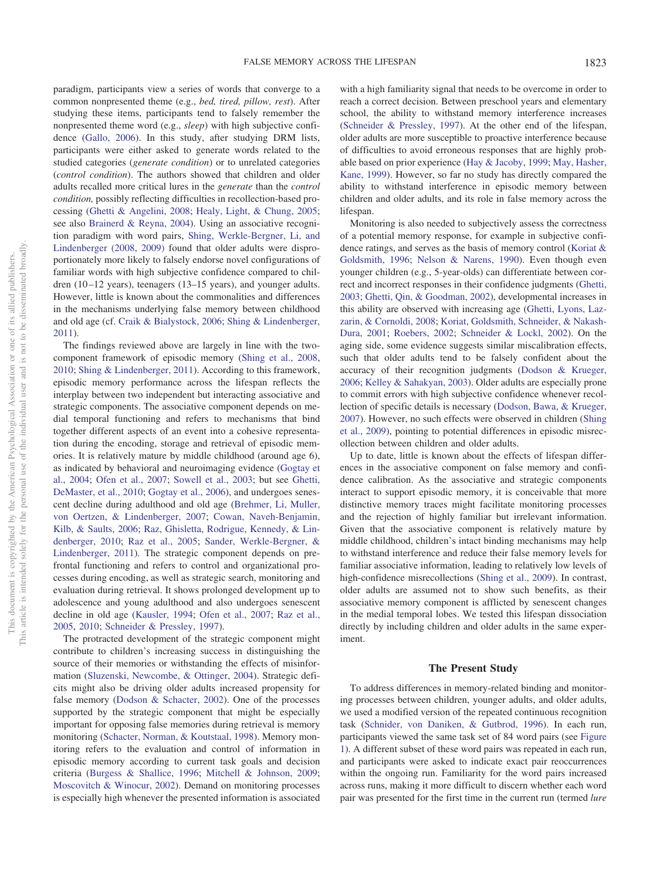paradigm, participants view a series of words that converge to a common nonpresented theme (e.g., *bed, tired, pillow, rest*). After studying these items, participants tend to falsely remember the nonpresented theme word (e.g., *sleep*) with high subjective confidence (Gallo, 2006). In this study, after studying DRM lists, participants were either asked to generate words related to the studied categories (*generate condition*) or to unrelated categories (*control condition*). The authors showed that children and older adults recalled more critical lures in the *generate* than the *control condition,* possibly reflecting difficulties in recollection-based processing (Ghetti & Angelini, 2008; Healy, Light, & Chung, 2005; see also Brainerd & Reyna, 2004). Using an associative recognition paradigm with word pairs, Shing, Werkle-Bergner, Li, and Lindenberger (2008, 2009) found that older adults were disproportionately more likely to falsely endorse novel configurations of familiar words with high subjective confidence compared to children (10–12 years), teenagers (13–15 years), and younger adults. However, little is known about the commonalities and differences in the mechanisms underlying false memory between childhood and old age (cf. Craik & Bialystock, 2006; Shing & Lindenberger, 2011).

The findings reviewed above are largely in line with the two-component framework of episodic memory (Shing et al., 2008, 2010; Shing & Lindenberger, 2011). According to this framework, episodic memory performance across the lifespan reflects the interplay between two independent but interacting associative and strategic components. The associative component depends on medial temporal functioning and refers to mechanisms that bind together different aspects of an event into a cohesive representation during the encoding, storage and retrieval of episodic memories. It is relatively mature by middle childhood (around age 6), as indicated by behavioral and neuroimaging evidence (Gogtay et al., 2004; Ofen et al., 2007; Sowell et al., 2003; but see Ghetti, DeMaster, et al., 2010; Gogtay et al., 2006), and undergoes senescent decline during adulthood and old age (Brehmer, Li, Muller, von Oertzen, & Lindenberger, 2007; Cowan, Naveh-Benjamin, Kilb, & Saults, 2006; Raz, Ghisletta, Rodrigue, Kennedy, & Lindenberger, 2010; Raz et al., 2005; Sander, Werkle-Bergner, & Lindenberger, 2011). The strategic component depends on prefrontal functioning and refers to control and organizational processes during encoding, as well as strategic search, monitoring and evaluation during retrieval. It shows prolonged development up to adolescence and young adulthood and also undergoes senescent decline in old age (Kausler, 1994; Ofen et al., 2007; Raz et al., 2005, 2010; Schneider & Pressley, 1997).

The protracted development of the strategic component might contribute to children's increasing success in distinguishing the source of their memories or withstanding the effects of misinformation (Sluzenski, Newcombe, & Ottinger, 2004). Strategic deficits might also be driving older adults increased propensity for false memory (Dodson & Schacter, 2002). One of the processes supported by the strategic component that might be especially important for opposing false memories during retrieval is memory monitoring (Schacter, Norman, & Koutstaal, 1998). Memory monitoring refers to the evaluation and control of information in episodic memory according to current task goals and decision criteria (Burgess & Shallice, 1996; Mitchell & Johnson, 2009; Moscovitch & Winocur, 2002). Demand on monitoring processes is especially high whenever the presented information is associated with a high familiarity signal that needs to be overcome in order to reach a correct decision. Between preschool years and elementary school, the ability to withstand memory interference increases (Schneider & Pressley, 1997). At the other end of the lifespan, older adults are more susceptible to proactive interference because of difficulties to avoid erroneous responses that are highly probable based on prior experience (Hay & Jacoby, 1999; May, Hasher, Kane, 1999). However, so far no study has directly compared the ability to withstand interference in episodic memory between children and older adults, and its role in false memory across the lifespan.

Monitoring is also needed to subjectively assess the correctness of a potential memory response, for example in subjective confidence ratings, and serves as the basis of memory control (Koriat & Goldsmith, 1996; Nelson & Narens, 1990). Even though even younger children (e.g., 5-year-olds) can differentiate between correct and incorrect responses in their confidence judgments (Ghetti, 2003; Ghetti, Qin, & Goodman, 2002), developmental increases in this ability are observed with increasing age (Ghetti, Lyons, Lazzarin, & Cornoldi, 2008; Koriat, Goldsmith, Schneider, & Nakash-Dura, 2001; Roebers, 2002; Schneider & Lockl, 2002). On the aging side, some evidence suggests similar miscalibration effects, such that older adults tend to be falsely confident about the accuracy of their recognition judgments (Dodson & Krueger, 2006; Kelley & Sahakyan, 2003). Older adults are especially prone to commit errors with high subjective confidence whenever recollection of specific details is necessary (Dodson, Bawa, & Krueger, 2007). However, no such effects were observed in children (Shing et al., 2009), pointing to potential differences in episodic misrecollection between children and older adults.

Up to date, little is known about the effects of lifespan differences in the associative component on false memory and confidence calibration. As the associative and strategic components interact to support episodic memory, it is conceivable that more distinctive memory traces might facilitate monitoring processes and the rejection of highly familiar but irrelevant information. Given that the associative component is relatively mature by middle childhood, children's intact binding mechanisms may help to withstand interference and reduce their false memory levels for familiar associative information, leading to relatively low levels of high-confidence misrecollections (Shing et al., 2009). In contrast, older adults are assumed not to show such benefits, as their associative memory component is afflicted by senescent changes in the medial temporal lobes. We tested this lifespan dissociation directly by including children and older adults in the same experiment.

## The Present Study

To address differences in memory-related binding and monitoring processes between children, younger adults, and older adults, we used a modified version of the repeated continuous recognition task (Schnider, von Daniken, & Gutbrod, 1996). In each run, participants viewed the same task set of 84 word pairs (see Figure 1). A different subset of these word pairs was repeated in each run, and participants were asked to indicate exact pair reoccurrences within the ongoing run. Familiarity for the word pairs increased across runs, making it more difficult to discern whether each word pair was presented for the first time in the current run (termed *lure*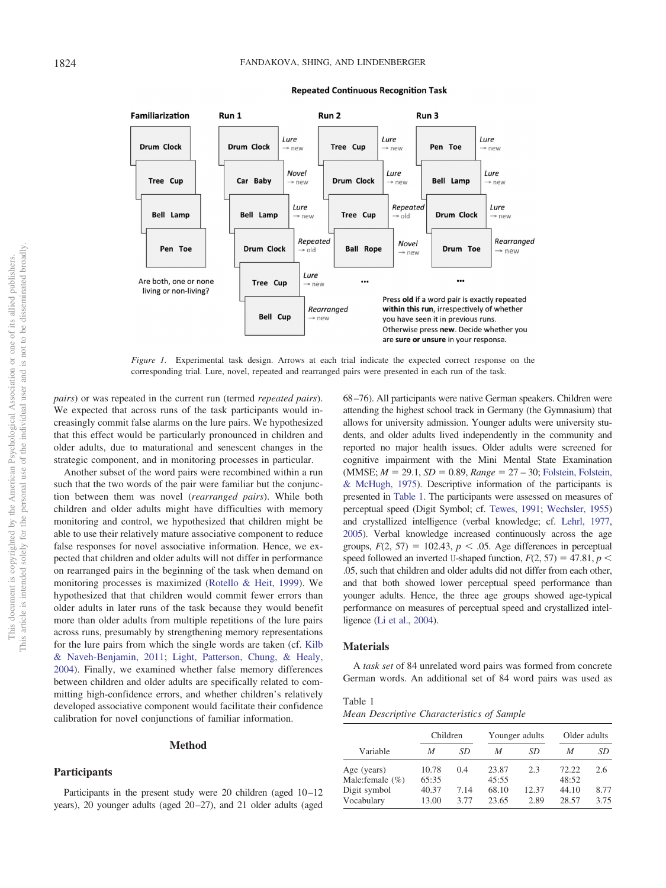**Repeated Continuous Recognition Task**

| Familiarization | Run 1 | | Run 2 | | Run 3 | |
|---|---|---|---|---|---|---|
| Drum Clock | Drum Clock | *Lure* → new | Tree Cup | *Lure* → new | Pen Toe | *Lure* → new |
| Tree Cup | Car Baby | *Novel* → new | Drum Clock | *Lure* → new | Bell Lamp | *Lure* → new |
| Bell Lamp | Bell Lamp | *Lure* → new | Tree Cup | *Repeated* → old | Drum Clock | *Lure* → new |
| Pen Toe | Drum Clock | *Repeated* → old | Ball Rope | *Novel* → new | Drum Toe | *Rearranged* → new |
| | Tree Cup | *Lure* → new | ... | | ... | |
| | Bell Cup | *Rearranged* → new | | | | |

Are both, one or none living or non-living?

Press **old** if a word pair is exactly repeated **within this run**, irrespectively of whether you have seen it in previous runs. Otherwise press **new**. Decide whether you are **sure or unsure** in your response.

*Figure 1.* Experimental task design. Arrows at each trial indicate the expected correct response on the corresponding trial. Lure, novel, repeated and rearranged pairs were presented in each run of the task.

*pairs*) or was repeated in the current run (termed *repeated pairs*). We expected that across runs of the task participants would increasingly commit false alarms on the lure pairs. We hypothesized that this effect would be particularly pronounced in children and older adults, due to maturational and senescent changes in the strategic component, and in monitoring processes in particular.

Another subset of the word pairs were recombined within a run such that the two words of the pair were familiar but the conjunction between them was novel (*rearranged pairs*). While both children and older adults might have difficulties with memory monitoring and control, we hypothesized that children might be able to use their relatively mature associative component to reduce false responses for novel associative information. Hence, we expected that children and older adults will not differ in performance on rearranged pairs in the beginning of the task when demand on monitoring processes is maximized (Rotello & Heit, 1999). We hypothesized that that children would commit fewer errors than older adults in later runs of the task because they would benefit more than older adults from multiple repetitions of the lure pairs across runs, presumably by strengthening memory representations for the lure pairs from which the single words are taken (cf. Kilb & Naveh-Benjamin, 2011; Light, Patterson, Chung, & Healy, 2004). Finally, we examined whether false memory differences between children and older adults are specifically related to committing high-confidence errors, and whether children's relatively developed associative component would facilitate their confidence calibration for novel conjunctions of familiar information.

## Method

### Participants

Participants in the present study were 20 children (aged 10–12 years), 20 younger adults (aged 20–27), and 21 older adults (aged 68–76). All participants were native German speakers. Children were attending the highest school track in Germany (the Gymnasium) that allows for university admission. Younger adults were university students, and older adults lived independently in the community and reported no major health issues. Older adults were screened for cognitive impairment with the Mini Mental State Examination (MMSE; $M = 29.1$, $SD = 0.89$, $Range = 27–30$; Folstein, Folstein, & McHugh, 1975). Descriptive information of the participants is presented in Table 1. The participants were assessed on measures of perceptual speed (Digit Symbol; cf. Tewes, 1991; Wechsler, 1955) and crystallized intelligence (verbal knowledge; cf. Lehrl, 1977, 2005). Verbal knowledge increased continuously across the age groups, $F(2, 57) = 102.43$, $p < .05$. Age differences in perceptual speed followed an inverted U-shaped function, $F(2, 57) = 47.81$, $p < .05$, such that children and older adults did not differ from each other, and that both showed lower perceptual speed performance than younger adults. Hence, the three age groups showed age-typical performance on measures of perceptual speed and crystallized intelligence (Li et al., 2004).

### Materials

A *task set* of 84 unrelated word pairs was formed from concrete German words. An additional set of 84 word pairs was used as

Table 1
*Mean Descriptive Characteristics of Sample*

| Variable | Children | | Younger adults | | Older adults | |
|---|---|---|---|---|---|---|
| | *M* | *SD* | *M* | *SD* | *M* | *SD* |
| Age (years) | 10.78 | 0.4 | 23.87 | 2.3 | 72.22 | 2.6 |
| Male:female (%) | 65:35 | | 45:55 | | 48:52 | |
| Digit symbol | 40.37 | 7.14 | 68.10 | 12.37 | 44.10 | 8.77 |
| Vocabulary | 13.00 | 3.77 | 23.65 | 2.89 | 28.57 | 3.75 |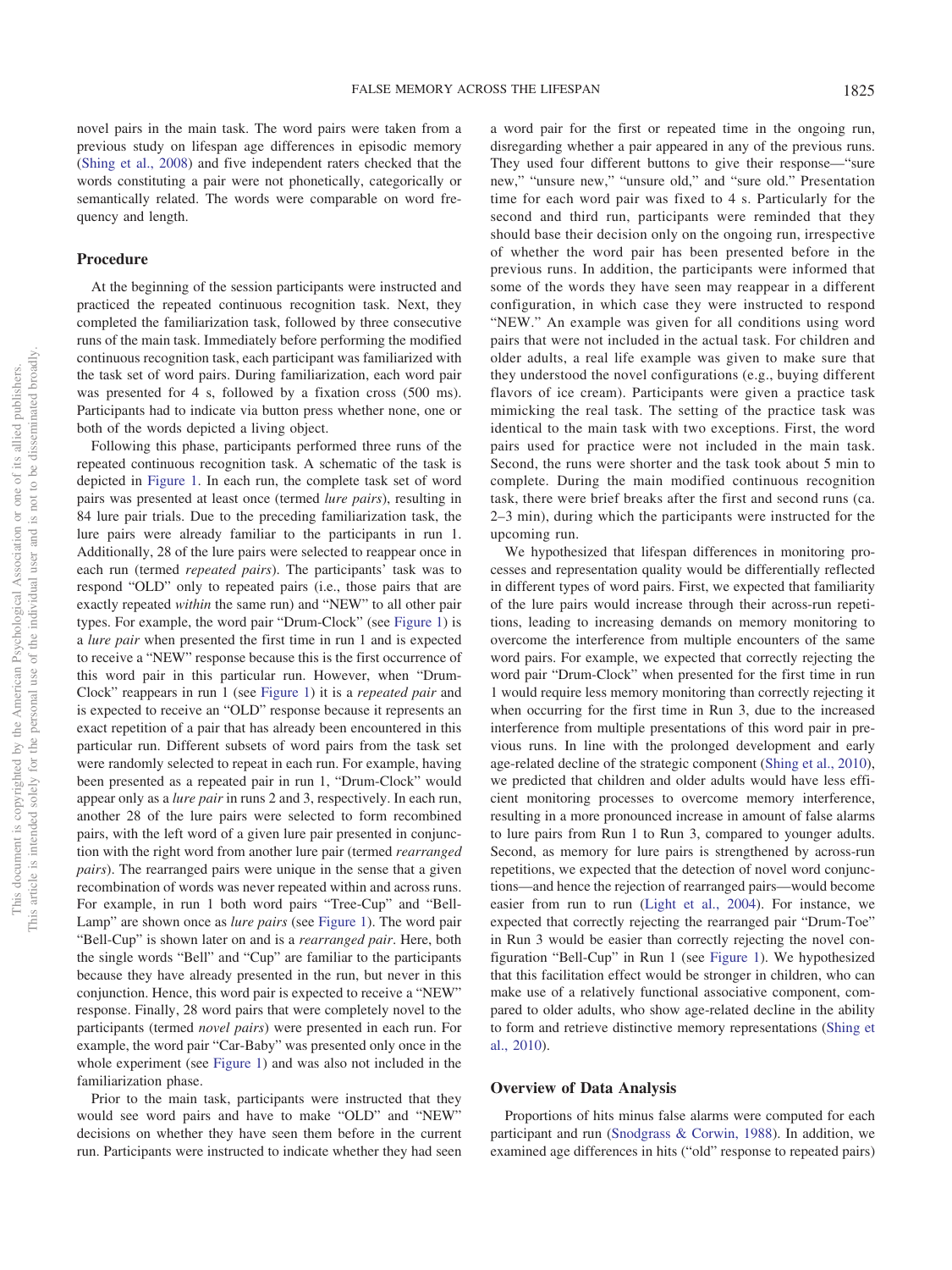novel pairs in the main task. The word pairs were taken from a previous study on lifespan age differences in episodic memory (Shing et al., 2008) and five independent raters checked that the words constituting a pair were not phonetically, categorically or semantically related. The words were comparable on word frequency and length.

## Procedure

At the beginning of the session participants were instructed and practiced the repeated continuous recognition task. Next, they completed the familiarization task, followed by three consecutive runs of the main task. Immediately before performing the modified continuous recognition task, each participant was familiarized with the task set of word pairs. During familiarization, each word pair was presented for 4 s, followed by a fixation cross (500 ms). Participants had to indicate via button press whether none, one or both of the words depicted a living object.

Following this phase, participants performed three runs of the repeated continuous recognition task. A schematic of the task is depicted in Figure 1. In each run, the complete task set of word pairs was presented at least once (termed *lure pairs*), resulting in 84 lure pair trials. Due to the preceding familiarization task, the lure pairs were already familiar to the participants in run 1. Additionally, 28 of the lure pairs were selected to reappear once in each run (termed *repeated pairs*). The participants' task was to respond "OLD" only to repeated pairs (i.e., those pairs that are exactly repeated *within* the same run) and "NEW" to all other pair types. For example, the word pair "Drum-Clock" (see Figure 1) is a *lure pair* when presented the first time in run 1 and is expected to receive a "NEW" response because this is the first occurrence of this word pair in this particular run. However, when "Drum-Clock" reappears in run 1 (see Figure 1) it is a *repeated pair* and is expected to receive an "OLD" response because it represents an exact repetition of a pair that has already been encountered in this particular run. Different subsets of word pairs from the task set were randomly selected to repeat in each run. For example, having been presented as a repeated pair in run 1, "Drum-Clock" would appear only as a *lure pair* in runs 2 and 3, respectively. In each run, another 28 of the lure pairs were selected to form recombined pairs, with the left word of a given lure pair presented in conjunction with the right word from another lure pair (termed *rearranged pairs*). The rearranged pairs were unique in the sense that a given recombination of words was never repeated within and across runs. For example, in run 1 both word pairs "Tree-Cup" and "Bell-Lamp" are shown once as *lure pairs* (see Figure 1). The word pair "Bell-Cup" is shown later on and is a *rearranged pair*. Here, both the single words "Bell" and "Cup" are familiar to the participants because they have already presented in the run, but never in this conjunction. Hence, this word pair is expected to receive a "NEW" response. Finally, 28 word pairs that were completely novel to the participants (termed *novel pairs*) were presented in each run. For example, the word pair "Car-Baby" was presented only once in the whole experiment (see Figure 1) and was also not included in the familiarization phase.

Prior to the main task, participants were instructed that they would see word pairs and have to make "OLD" and "NEW" decisions on whether they have seen them before in the current run. Participants were instructed to indicate whether they had seen a word pair for the first or repeated time in the ongoing run, disregarding whether a pair appeared in any of the previous runs. They used four different buttons to give their response—"sure new," "unsure new," "unsure old," and "sure old." Presentation time for each word pair was fixed to 4 s. Particularly for the second and third run, participants were reminded that they should base their decision only on the ongoing run, irrespective of whether the word pair has been presented before in the previous runs. In addition, the participants were informed that some of the words they have seen may reappear in a different configuration, in which case they were instructed to respond "NEW." An example was given for all conditions using word pairs that were not included in the actual task. For children and older adults, a real life example was given to make sure that they understood the novel configurations (e.g., buying different flavors of ice cream). Participants were given a practice task mimicking the real task. The setting of the practice task was identical to the main task with two exceptions. First, the word pairs used for practice were not included in the main task. Second, the runs were shorter and the task took about 5 min to complete. During the main modified continuous recognition task, there were brief breaks after the first and second runs (ca. 2–3 min), during which the participants were instructed for the upcoming run.

We hypothesized that lifespan differences in monitoring processes and representation quality would be differentially reflected in different types of word pairs. First, we expected that familiarity of the lure pairs would increase through their across-run repetitions, leading to increasing demands on memory monitoring to overcome the interference from multiple encounters of the same word pairs. For example, we expected that correctly rejecting the word pair "Drum-Clock" when presented for the first time in run 1 would require less memory monitoring than correctly rejecting it when occurring for the first time in Run 3, due to the increased interference from multiple presentations of this word pair in previous runs. In line with the prolonged development and early age-related decline of the strategic component (Shing et al., 2010), we predicted that children and older adults would have less efficient monitoring processes to overcome memory interference, resulting in a more pronounced increase in amount of false alarms to lure pairs from Run 1 to Run 3, compared to younger adults. Second, as memory for lure pairs is strengthened by across-run repetitions, we expected that the detection of novel word conjunctions—and hence the rejection of rearranged pairs—would become easier from run to run (Light et al., 2004). For instance, we expected that correctly rejecting the rearranged pair "Drum-Toe" in Run 3 would be easier than correctly rejecting the novel configuration "Bell-Cup" in Run 1 (see Figure 1). We hypothesized that this facilitation effect would be stronger in children, who can make use of a relatively functional associative component, compared to older adults, who show age-related decline in the ability to form and retrieve distinctive memory representations (Shing et al., 2010).

## Overview of Data Analysis

Proportions of hits minus false alarms were computed for each participant and run (Snodgrass & Corwin, 1988). In addition, we examined age differences in hits ("old" response to repeated pairs)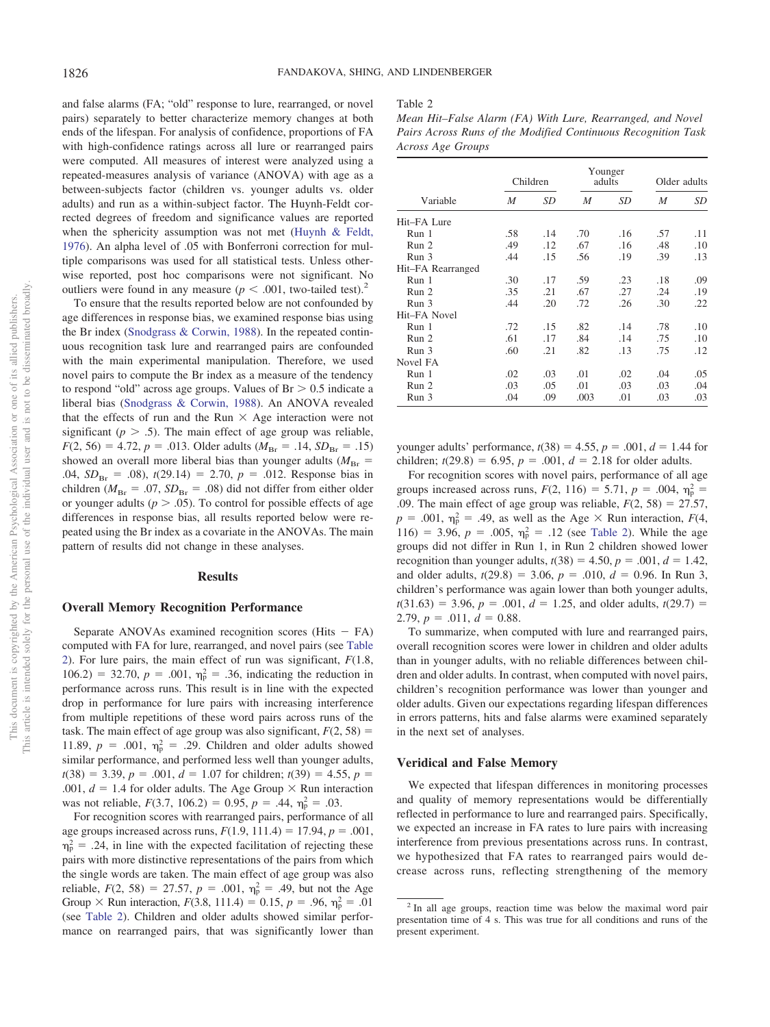and false alarms (FA; "old" response to lure, rearranged, or novel pairs) separately to better characterize memory changes at both ends of the lifespan. For analysis of confidence, proportions of FA with high-confidence ratings across all lure or rearranged pairs were computed. All measures of interest were analyzed using a repeated-measures analysis of variance (ANOVA) with age as a between-subjects factor (children vs. younger adults vs. older adults) and run as a within-subject factor. The Huynh-Feldt corrected degrees of freedom and significance values are reported when the sphericity assumption was not met (Huynh & Feldt, 1976). An alpha level of .05 with Bonferroni correction for multiple comparisons was used for all statistical tests. Unless otherwise reported, post hoc comparisons were not significant. No outliers were found in any measure ($p < .001$, two-tailed test).[2]

To ensure that the results reported below are not confounded by age differences in response bias, we examined response bias using the Br index (Snodgrass & Corwin, 1988). In the repeated continuous recognition task lure and rearranged pairs are confounded with the main experimental manipulation. Therefore, we used novel pairs to compute the Br index as a measure of the tendency to respond "old" across age groups. Values of Br $> 0.5$ indicate a liberal bias (Snodgrass & Corwin, 1988). An ANOVA revealed that the effects of run and the Run $\times$ Age interaction were not significant ($p > .5$). The main effect of age group was reliable, $F(2, 56) = 4.72$, $p = .013$. Older adults ($M_{\mathrm{Br}} = .14$, $SD_{\mathrm{Br}} = .15$) showed an overall more liberal bias than younger adults ($M_{\mathrm{Br}} = .04$, $SD_{\mathrm{Br}} = .08$), $t(29.14) = 2.70$, $p = .012$. Response bias in children ($M_{\mathrm{Br}} = .07$, $SD_{\mathrm{Br}} = .08$) did not differ from either older or younger adults ($p > .05$). To control for possible effects of age differences in response bias, all results reported below were repeated using the Br index as a covariate in the ANOVAs. The main pattern of results did not change in these analyses.

## Results

### Overall Memory Recognition Performance

Separate ANOVAs examined recognition scores (Hits − FA) computed with FA for lure, rearranged, and novel pairs (see Table 2). For lure pairs, the main effect of run was significant, $F(1.8, 106.2) = 32.70$, $p = .001$, $\eta_p^2 = .36$, indicating the reduction in performance across runs. This result is in line with the expected drop in performance for lure pairs with increasing interference from multiple repetitions of these word pairs across runs of the task. The main effect of age group was also significant, $F(2, 58) = 11.89$, $p = .001$, $\eta_p^2 = .29$. Children and older adults showed similar performance, and performed less well than younger adults, $t(38) = 3.39$, $p = .001$, $d = 1.07$ for children; $t(39) = 4.55$, $p = .001$, $d = 1.4$ for older adults. The Age Group $\times$ Run interaction was not reliable, $F(3.7, 106.2) = 0.95$, $p = .44$, $\eta_p^2 = .03$.

For recognition scores with rearranged pairs, performance of all age groups increased across runs, $F(1.9, 111.4) = 17.94$, $p = .001$, $\eta_p^2 = .24$, in line with the expected facilitation of rejecting these pairs with more distinctive representations of the pairs from which the single words are taken. The main effect of age group was also reliable, $F(2, 58) = 27.57$, $p = .001$, $\eta_p^2 = .49$, but not the Age Group $\times$ Run interaction, $F(3.8, 111.4) = 0.15$, $p = .96$, $\eta_p^2 = .01$ (see Table 2). Children and older adults showed similar performance on rearranged pairs, that was significantly lower than younger adults' performance, $t(38) = 4.55$, $p = .001$, $d = 1.44$ for children; $t(29.8) = 6.95$, $p = .001$, $d = 2.18$ for older adults.

For recognition scores with novel pairs, performance of all age groups increased across runs, $F(2, 116) = 5.71$, $p = .004$, $\eta_p^2 = .09$. The main effect of age group was reliable, $F(2, 58) = 27.57$, $p = .001$, $\eta_p^2 = .49$, as well as the Age $\times$ Run interaction, $F(4, 116) = 3.96$, $p = .005$, $\eta_p^2 = .12$ (see Table 2). While the age groups did not differ in Run 1, in Run 2 children showed lower recognition than younger adults, $t(38) = 4.50$, $p = .001$, $d = 1.42$, and older adults, $t(29.8) = 3.06$, $p = .010$, $d = 0.96$. In Run 3, children's performance was again lower than both younger adults, $t(31.63) = 3.96$, $p = .001$, $d = 1.25$, and older adults, $t(29.7) = 2.79$, $p = .011$, $d = 0.88$.

To summarize, when computed with lure and rearranged pairs, overall recognition scores were lower in children and older adults than in younger adults, with no reliable differences between children and older adults. In contrast, when computed with novel pairs, children's recognition performance was lower than younger and older adults. Given our expectations regarding lifespan differences in errors patterns, hits and false alarms were examined separately in the next set of analyses.

### Veridical and False Memory

We expected that lifespan differences in monitoring processes and quality of memory representations would be differentially reflected in performance to lure and rearranged pairs. Specifically, we expected an increase in FA rates to lure pairs with increasing interference from previous presentations across runs. In contrast, we hypothesized that FA rates to rearranged pairs would decrease across runs, reflecting strengthening of the memory

Table 2
*Mean Hit–False Alarm (FA) With Lure, Rearranged, and Novel Pairs Across Runs of the Modified Continuous Recognition Task Across Age Groups*

| | Children | | Younger adults | | Older adults | |
|---|---|---|---|---|---|---|
| Variable | *M* | *SD* | *M* | *SD* | *M* | *SD* |
| Hit–FA Lure | | | | | | |
| Run 1 | .58 | .14 | .70 | .16 | .57 | .11 |
| Run 2 | .49 | .12 | .67 | .16 | .48 | .10 |
| Run 3 | .44 | .15 | .56 | .19 | .39 | .13 |
| Hit–FA Rearranged | | | | | | |
| Run 1 | .30 | .17 | .59 | .23 | .18 | .09 |
| Run 2 | .35 | .21 | .67 | .27 | .24 | .19 |
| Run 3 | .44 | .20 | .72 | .26 | .30 | .22 |
| Hit–FA Novel | | | | | | |
| Run 1 | .72 | .15 | .82 | .14 | .78 | .10 |
| Run 2 | .61 | .17 | .84 | .14 | .75 | .10 |
| Run 3 | .60 | .21 | .82 | .13 | .75 | .12 |
| Novel FA | | | | | | |
| Run 1 | .02 | .03 | .01 | .02 | .04 | .05 |
| Run 2 | .03 | .05 | .01 | .03 | .03 | .04 |
| Run 3 | .04 | .09 | .003 | .01 | .03 | .03 |

[2] In all age groups, reaction time was below the maximal word pair presentation time of 4 s. This was true for all conditions and runs of the present experiment.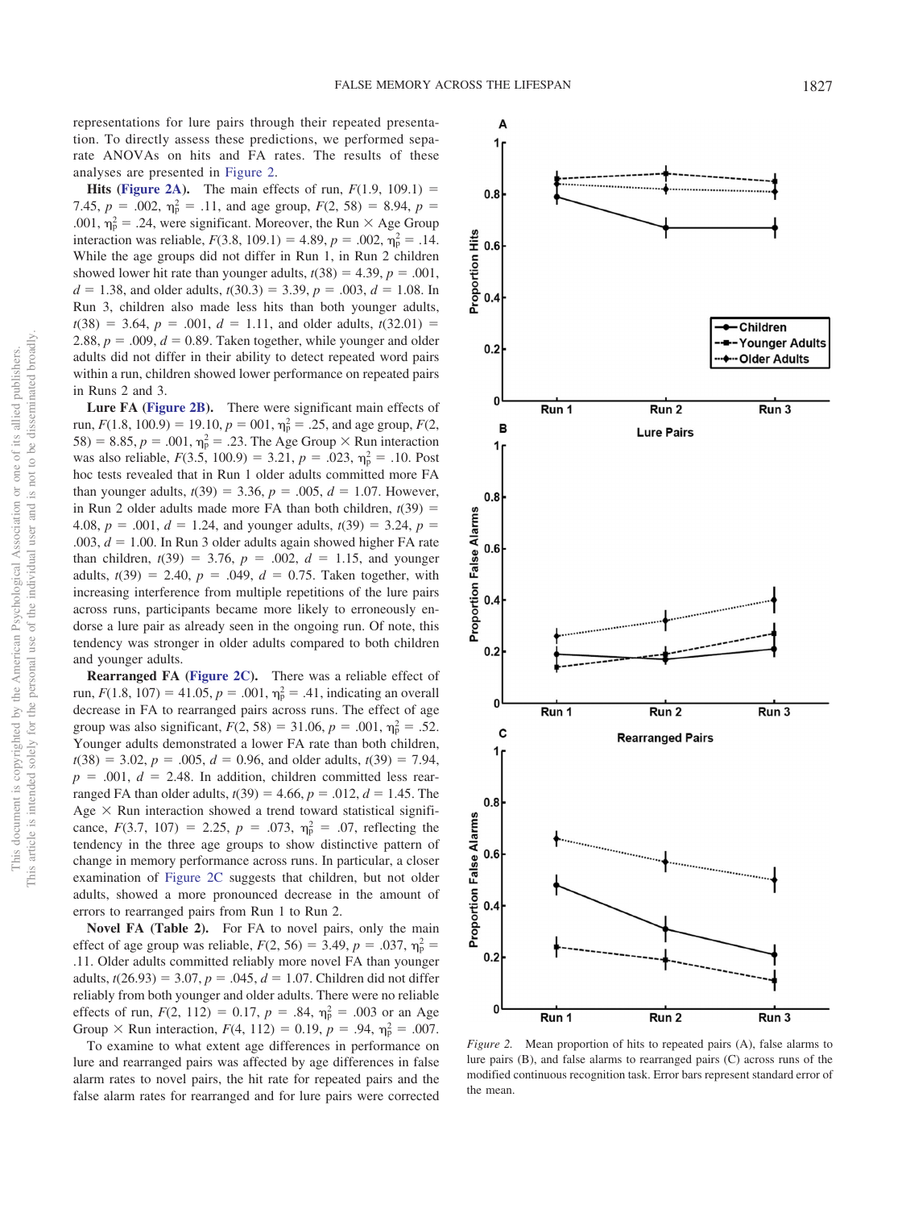representations for lure pairs through their repeated presentation. To directly assess these predictions, we performed separate ANOVAs on hits and FA rates. The results of these analyses are presented in Figure 2.

**Hits (Figure 2A).** The main effects of run, $F(1.9, 109.1) = 7.45$, $p = .002$, $\eta_p^2 = .11$, and age group, $F(2, 58) = 8.94$, $p = .001$, $\eta_p^2 = .24$, were significant. Moreover, the Run × Age Group interaction was reliable, $F(3.8, 109.1) = 4.89$, $p = .002$, $\eta_p^2 = .14$. While the age groups did not differ in Run 1, in Run 2 children showed lower hit rate than younger adults, $t(38) = 4.39$, $p = .001$, $d = 1.38$, and older adults, $t(30.3) = 3.39$, $p = .003$, $d = 1.08$. In Run 3, children also made less hits than both younger adults, $t(38) = 3.64$, $p = .001$, $d = 1.11$, and older adults, $t(32.01) = 2.88$, $p = .009$, $d = 0.89$. Taken together, while younger and older adults did not differ in their ability to detect repeated word pairs within a run, children showed lower performance on repeated pairs in Runs 2 and 3.

**Lure FA (Figure 2B).** There were significant main effects of run, $F(1.8, 100.9) = 19.10$, $p = 001$, $\eta_p^2 = .25$, and age group, $F(2, 58) = 8.85$, $p = .001$, $\eta_p^2 = .23$. The Age Group × Run interaction was also reliable, $F(3.5, 100.9) = 3.21$, $p = .023$, $\eta_p^2 = .10$. Post hoc tests revealed that in Run 1 older adults committed more FA than younger adults, $t(39) = 3.36$, $p = .005$, $d = 1.07$. However, in Run 2 older adults made more FA than both children, $t(39) = 4.08$, $p = .001$, $d = 1.24$, and younger adults, $t(39) = 3.24$, $p = .003$, $d = 1.00$. In Run 3 older adults again showed higher FA rate than children, $t(39) = 3.76$, $p = .002$, $d = 1.15$, and younger adults, $t(39) = 2.40$, $p = .049$, $d = 0.75$. Taken together, with increasing interference from multiple repetitions of the lure pairs across runs, participants became more likely to erroneously endorse a lure pair as already seen in the ongoing run. Of note, this tendency was stronger in older adults compared to both children and younger adults.

**Rearranged FA (Figure 2C).** There was a reliable effect of run, $F(1.8, 107) = 41.05$, $p = .001$, $\eta_p^2 = .41$, indicating an overall decrease in FA to rearranged pairs across runs. The effect of age group was also significant, $F(2, 58) = 31.06$, $p = .001$, $\eta_p^2 = .52$. Younger adults demonstrated a lower FA rate than both children, $t(38) = 3.02$, $p = .005$, $d = 0.96$, and older adults, $t(39) = 7.94$, $p = .001$, $d = 2.48$. In addition, children committed less rearranged FA than older adults, $t(39) = 4.66$, $p = .012$, $d = 1.45$. The Age × Run interaction showed a trend toward statistical significance, $F(3.7, 107) = 2.25$, $p = .073$, $\eta_p^2 = .07$, reflecting the tendency in the three age groups to show distinctive pattern of change in memory performance across runs. In particular, a closer examination of Figure 2C suggests that children, but not older adults, showed a more pronounced decrease in the amount of errors to rearranged pairs from Run 1 to Run 2.

**Novel FA (Table 2).** For FA to novel pairs, only the main effect of age group was reliable, $F(2, 56) = 3.49$, $p = .037$, $\eta_p^2 = .11$. Older adults committed reliably more novel FA than younger adults, $t(26.93) = 3.07$, $p = .045$, $d = 1.07$. Children did not differ reliably from both younger and older adults. There were no reliable effects of run, $F(2, 112) = 0.17$, $p = .84$, $\eta_p^2 = .003$ or an Age Group × Run interaction, $F(4, 112) = 0.19$, $p = .94$, $\eta_p^2 = .007$.

To examine to what extent age differences in performance on lure and rearranged pairs was affected by age differences in false alarm rates to novel pairs, the hit rate for repeated pairs and the false alarm rates for rearranged and for lure pairs were corrected

*Figure 2.* Mean proportion of hits to repeated pairs (A), false alarms to lure pairs (B), and false alarms to rearranged pairs (C) across runs of the modified continuous recognition task. Error bars represent standard error of the mean.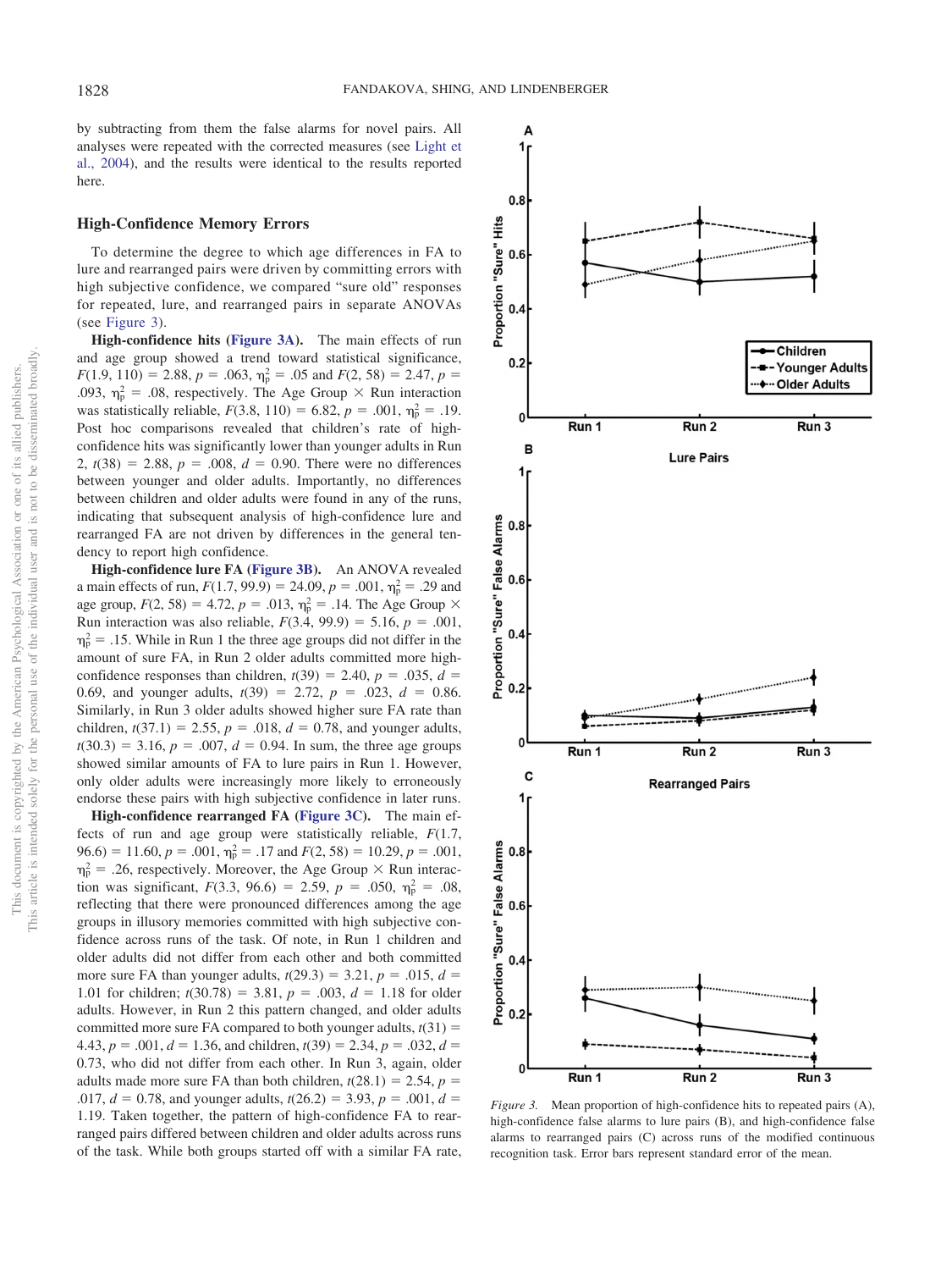by subtracting from them the false alarms for novel pairs. All analyses were repeated with the corrected measures (see Light et al., 2004), and the results were identical to the results reported here.

### High-Confidence Memory Errors

To determine the degree to which age differences in FA to lure and rearranged pairs were driven by committing errors with high subjective confidence, we compared "sure old" responses for repeated, lure, and rearranged pairs in separate ANOVAs (see Figure 3).

**High-confidence hits (Figure 3A).** The main effects of run and age group showed a trend toward statistical significance, $F(1.9, 110) = 2.88$, $p = .063$, $\eta_p^2 = .05$ and $F(2, 58) = 2.47$, $p = .093$, $\eta_p^2 = .08$, respectively. The Age Group × Run interaction was statistically reliable, $F(3.8, 110) = 6.82$, $p = .001$, $\eta_p^2 = .19$. Post hoc comparisons revealed that children's rate of high-confidence hits was significantly lower than younger adults in Run 2, $t(38) = 2.88$, $p = .008$, $d = 0.90$. There were no differences between younger and older adults. Importantly, no differences between children and older adults were found in any of the runs, indicating that subsequent analysis of high-confidence lure and rearranged FA are not driven by differences in the general tendency to report high confidence.

**High-confidence lure FA (Figure 3B).** An ANOVA revealed a main effects of run, $F(1.7, 99.9) = 24.09$, $p = .001$, $\eta_p^2 = .29$ and age group, $F(2, 58) = 4.72$, $p = .013$, $\eta_p^2 = .14$. The Age Group × Run interaction was also reliable, $F(3.4, 99.9) = 5.16$, $p = .001$, $\eta_p^2 = .15$. While in Run 1 the three age groups did not differ in the amount of sure FA, in Run 2 older adults committed more high-confidence responses than children, $t(39) = 2.40$, $p = .035$, $d = 0.69$, and younger adults, $t(39) = 2.72$, $p = .023$, $d = 0.86$. Similarly, in Run 3 older adults showed higher sure FA rate than children, $t(37.1) = 2.55$, $p = .018$, $d = 0.78$, and younger adults, $t(30.3) = 3.16$, $p = .007$, $d = 0.94$. In sum, the three age groups showed similar amounts of FA to lure pairs in Run 1. However, only older adults were increasingly more likely to erroneously endorse these pairs with high subjective confidence in later runs.

**High-confidence rearranged FA (Figure 3C).** The main effects of run and age group were statistically reliable, $F(1.7, 96.6) = 11.60$, $p = .001$, $\eta_p^2 = .17$ and $F(2, 58) = 10.29$, $p = .001$, $\eta_p^2 = .26$, respectively. Moreover, the Age Group × Run interaction was significant, $F(3.3, 96.6) = 2.59$, $p = .050$, $\eta_p^2 = .08$, reflecting that there were pronounced differences among the age groups in illusory memories committed with high subjective confidence across runs of the task. Of note, in Run 1 children and older adults did not differ from each other and both committed more sure FA than younger adults, $t(29.3) = 3.21$, $p = .015$, $d = 1.01$ for children; $t(30.78) = 3.81$, $p = .003$, $d = 1.18$ for older adults. However, in Run 2 this pattern changed, and older adults committed more sure FA compared to both younger adults, $t(31) = 4.43$, $p = .001$, $d = 1.36$, and children, $t(39) = 2.34$, $p = .032$, $d = 0.73$, who did not differ from each other. In Run 3, again, older adults made more sure FA than both children, $t(28.1) = 2.54$, $p = .017$, $d = 0.78$, and younger adults, $t(26.2) = 3.93$, $p = .001$, $d = 1.19$. Taken together, the pattern of high-confidence FA to rearranged pairs differed between children and older adults across runs of the task. While both groups started off with a similar FA rate,

*Figure 3.* Mean proportion of high-confidence hits to repeated pairs (A), high-confidence false alarms to lure pairs (B), and high-confidence false alarms to rearranged pairs (C) across runs of the modified continuous recognition task. Error bars represent standard error of the mean.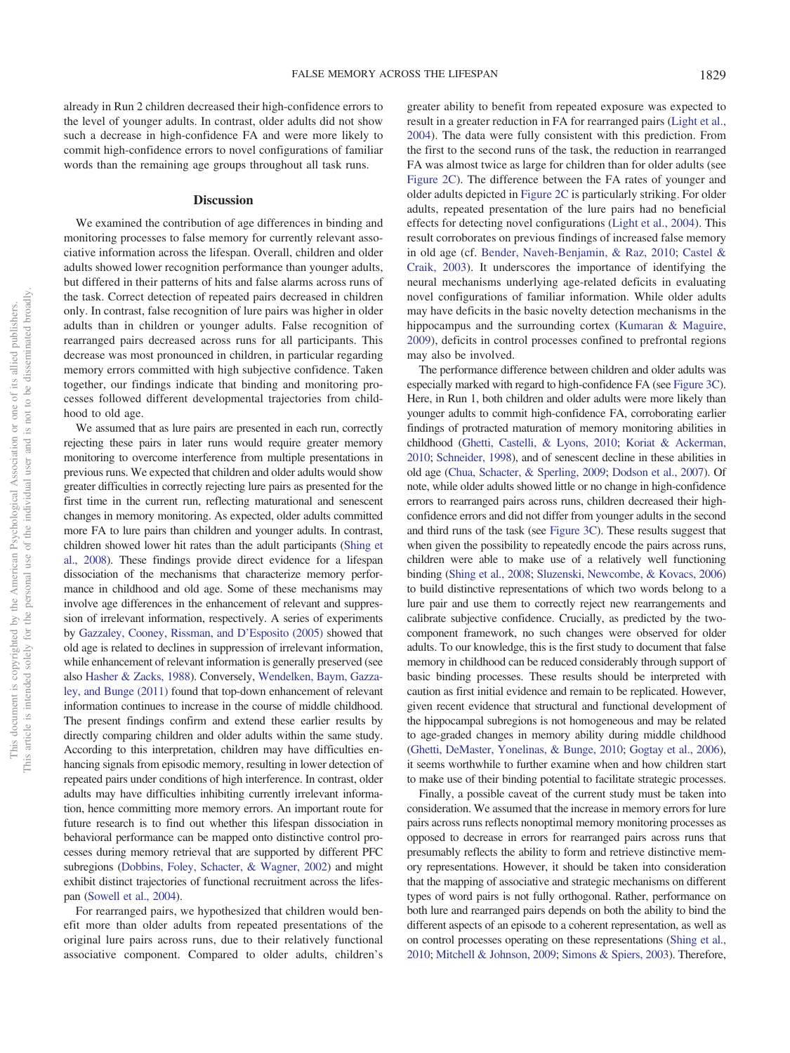already in Run 2 children decreased their high-confidence errors to the level of younger adults. In contrast, older adults did not show such a decrease in high-confidence FA and were more likely to commit high-confidence errors to novel configurations of familiar words than the remaining age groups throughout all task runs.

## Discussion

We examined the contribution of age differences in binding and monitoring processes to false memory for currently relevant associative information across the lifespan. Overall, children and older adults showed lower recognition performance than younger adults, but differed in their patterns of hits and false alarms across runs of the task. Correct detection of repeated pairs decreased in children only. In contrast, false recognition of lure pairs was higher in older adults than in children or younger adults. False recognition of rearranged pairs decreased across runs for all participants. This decrease was most pronounced in children, in particular regarding memory errors committed with high subjective confidence. Taken together, our findings indicate that binding and monitoring processes followed different developmental trajectories from childhood to old age.

We assumed that as lure pairs are presented in each run, correctly rejecting these pairs in later runs would require greater memory monitoring to overcome interference from multiple presentations in previous runs. We expected that children and older adults would show greater difficulties in correctly rejecting lure pairs as presented for the first time in the current run, reflecting maturational and senescent changes in memory monitoring. As expected, older adults committed more FA to lure pairs than children and younger adults. In contrast, children showed lower hit rates than the adult participants (Shing et al., 2008). These findings provide direct evidence for a lifespan dissociation of the mechanisms that characterize memory performance in childhood and old age. Some of these mechanisms may involve age differences in the enhancement of relevant and suppression of irrelevant information, respectively. A series of experiments by Gazzaley, Cooney, Rissman, and D'Esposito (2005) showed that old age is related to declines in suppression of irrelevant information, while enhancement of relevant information is generally preserved (see also Hasher & Zacks, 1988). Conversely, Wendelken, Baym, Gazzaley, and Bunge (2011) found that top-down enhancement of relevant information continues to increase in the course of middle childhood. The present findings confirm and extend these earlier results by directly comparing children and older adults within the same study. According to this interpretation, children may have difficulties enhancing signals from episodic memory, resulting in lower detection of repeated pairs under conditions of high interference. In contrast, older adults may have difficulties inhibiting currently irrelevant information, hence committing more memory errors. An important route for future research is to find out whether this lifespan dissociation in behavioral performance can be mapped onto distinctive control processes during memory retrieval that are supported by different PFC subregions (Dobbins, Foley, Schacter, & Wagner, 2002) and might exhibit distinct trajectories of functional recruitment across the lifespan (Sowell et al., 2004).

For rearranged pairs, we hypothesized that children would benefit more than older adults from repeated presentations of the original lure pairs across runs, due to their relatively functional associative component. Compared to older adults, children's greater ability to benefit from repeated exposure was expected to result in a greater reduction in FA for rearranged pairs (Light et al., 2004). The data were fully consistent with this prediction. From the first to the second runs of the task, the reduction in rearranged FA was almost twice as large for children than for older adults (see Figure 2C). The difference between the FA rates of younger and older adults depicted in Figure 2C is particularly striking. For older adults, repeated presentation of the lure pairs had no beneficial effects for detecting novel configurations (Light et al., 2004). This result corroborates on previous findings of increased false memory in old age (cf. Bender, Naveh-Benjamin, & Raz, 2010; Castel & Craik, 2003). It underscores the importance of identifying the neural mechanisms underlying age-related deficits in evaluating novel configurations of familiar information. While older adults may have deficits in the basic novelty detection mechanisms in the hippocampus and the surrounding cortex (Kumaran & Maguire, 2009), deficits in control processes confined to prefrontal regions may also be involved.

The performance difference between children and older adults was especially marked with regard to high-confidence FA (see Figure 3C). Here, in Run 1, both children and older adults were more likely than younger adults to commit high-confidence FA, corroborating earlier findings of protracted maturation of memory monitoring abilities in childhood (Ghetti, Castelli, & Lyons, 2010; Koriat & Ackerman, 2010; Schneider, 1998), and of senescent decline in these abilities in old age (Chua, Schacter, & Sperling, 2009; Dodson et al., 2007). Of note, while older adults showed little or no change in high-confidence errors to rearranged pairs across runs, children decreased their high-confidence errors and did not differ from younger adults in the second and third runs of the task (see Figure 3C). These results suggest that when given the possibility to repeatedly encode the pairs across runs, children were able to make use of a relatively well functioning binding (Shing et al., 2008; Sluzenski, Newcombe, & Kovacs, 2006) to build distinctive representations of which two words belong to a lure pair and use them to correctly reject new rearrangements and calibrate subjective confidence. Crucially, as predicted by the two-component framework, no such changes were observed for older adults. To our knowledge, this is the first study to document that false memory in childhood can be reduced considerably through support of basic binding processes. These results should be interpreted with caution as first initial evidence and remain to be replicated. However, given recent evidence that structural and functional development of the hippocampal subregions is not homogeneous and may be related to age-graded changes in memory ability during middle childhood (Ghetti, DeMaster, Yonelinas, & Bunge, 2010; Gogtay et al., 2006), it seems worthwhile to further examine when and how children start to make use of their binding potential to facilitate strategic processes.

Finally, a possible caveat of the current study must be taken into consideration. We assumed that the increase in memory errors for lure pairs across runs reflects nonoptimal memory monitoring processes as opposed to decrease in errors for rearranged pairs across runs that presumably reflects the ability to form and retrieve distinctive memory representations. However, it should be taken into consideration that the mapping of associative and strategic mechanisms on different types of word pairs is not fully orthogonal. Rather, performance on both lure and rearranged pairs depends on both the ability to bind the different aspects of an episode to a coherent representation, as well as on control processes operating on these representations (Shing et al., 2010; Mitchell & Johnson, 2009; Simons & Spiers, 2003). Therefore,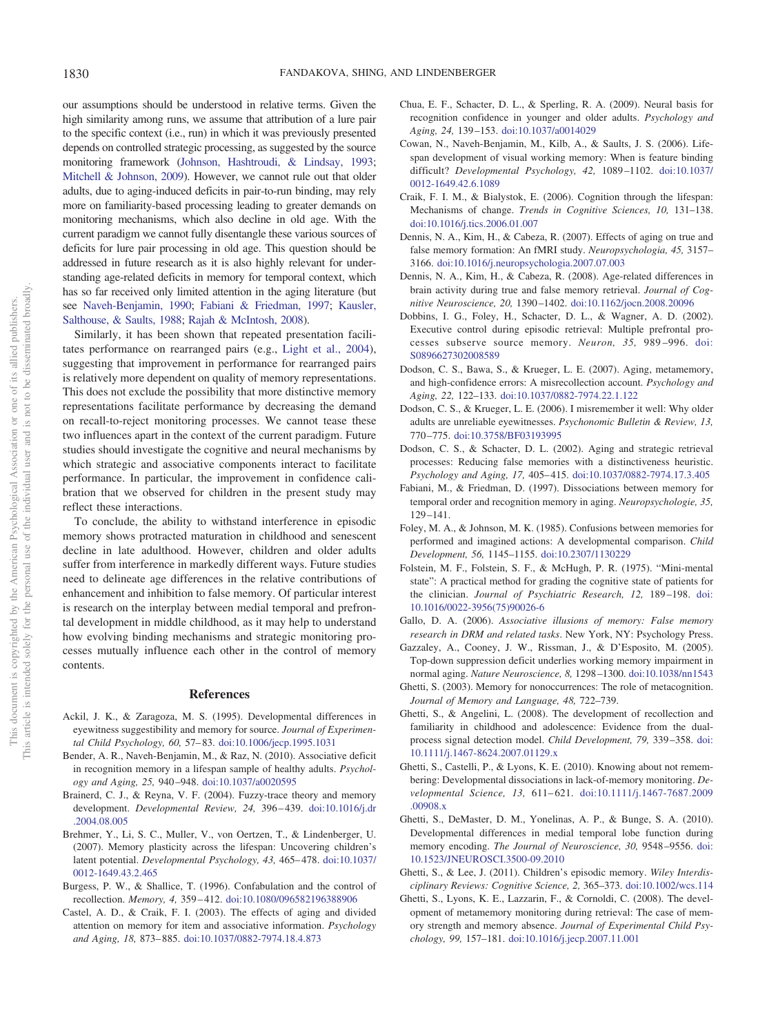our assumptions should be understood in relative terms. Given the high similarity among runs, we assume that attribution of a lure pair to the specific context (i.e., run) in which it was previously presented depends on controlled strategic processing, as suggested by the source monitoring framework (Johnson, Hashtroudi, & Lindsay, 1993; Mitchell & Johnson, 2009). However, we cannot rule out that older adults, due to aging-induced deficits in pair-to-run binding, may rely more on familiarity-based processing leading to greater demands on monitoring mechanisms, which also decline in old age. With the current paradigm we cannot fully disentangle these various sources of deficits for lure pair processing in old age. This question should be addressed in future research as it is also highly relevant for understanding age-related deficits in memory for temporal context, which has so far received only limited attention in the aging literature (but see Naveh-Benjamin, 1990; Fabiani & Friedman, 1997; Kausler, Salthouse, & Saults, 1988; Rajah & McIntosh, 2008).

Similarly, it has been shown that repeated presentation facilitates performance on rearranged pairs (e.g., Light et al., 2004), suggesting that improvement in performance for rearranged pairs is relatively more dependent on quality of memory representations. This does not exclude the possibility that more distinctive memory representations facilitate performance by decreasing the demand on recall-to-reject monitoring processes. We cannot tease these two influences apart in the context of the current paradigm. Future studies should investigate the cognitive and neural mechanisms by which strategic and associative components interact to facilitate performance. In particular, the improvement in confidence calibration that we observed for children in the present study may reflect these interactions.

To conclude, the ability to withstand interference in episodic memory shows protracted maturation in childhood and senescent decline in late adulthood. However, children and older adults suffer from interference in markedly different ways. Future studies need to delineate age differences in the relative contributions of enhancement and inhibition to false memory. Of particular interest is research on the interplay between medial temporal and prefrontal development in middle childhood, as it may help to understand how evolving binding mechanisms and strategic monitoring processes mutually influence each other in the control of memory contents.

## References

Ackil, J. K., & Zaragoza, M. S. (1995). Developmental differences in eyewitness suggestibility and memory for source. *Journal of Experimental Child Psychology, 60,* 57–83. doi:10.1006/jecp.1995.1031

Bender, A. R., Naveh-Benjamin, M., & Raz, N. (2010). Associative deficit in recognition memory in a lifespan sample of healthy adults. *Psychology and Aging, 25,* 940–948. doi:10.1037/a0020595

Brainerd, C. J., & Reyna, V. F. (2004). Fuzzy-trace theory and memory development. *Developmental Review, 24,* 396–439. doi:10.1016/j.dr.2004.08.005

Brehmer, Y., Li, S. C., Muller, V., von Oertzen, T., & Lindenberger, U. (2007). Memory plasticity across the lifespan: Uncovering children's latent potential. *Developmental Psychology, 43,* 465–478. doi:10.1037/0012-1649.43.2.465

Burgess, P. W., & Shallice, T. (1996). Confabulation and the control of recollection. *Memory, 4,* 359–412. doi:10.1080/096582196388906

Castel, A. D., & Craik, F. I. (2003). The effects of aging and divided attention on memory for item and associative information. *Psychology and Aging, 18,* 873–885. doi:10.1037/0882-7974.18.4.873

Chua, E. F., Schacter, D. L., & Sperling, R. A. (2009). Neural basis for recognition confidence in younger and older adults. *Psychology and Aging, 24,* 139–153. doi:10.1037/a0014029

Cowan, N., Naveh-Benjamin, M., Kilb, A., & Saults, J. S. (2006). Life-span development of visual working memory: When is feature binding difficult? *Developmental Psychology, 42,* 1089–1102. doi:10.1037/0012-1649.42.6.1089

Craik, F. I. M., & Bialystok, E. (2006). Cognition through the lifespan: Mechanisms of change. *Trends in Cognitive Sciences, 10,* 131–138. doi:10.1016/j.tics.2006.01.007

Dennis, N. A., Kim, H., & Cabeza, R. (2007). Effects of aging on true and false memory formation: An fMRI study. *Neuropsychologia, 45,* 3157–3166. doi:10.1016/j.neuropsychologia.2007.07.003

Dennis, N. A., Kim, H., & Cabeza, R. (2008). Age-related differences in brain activity during true and false memory retrieval. *Journal of Cognitive Neuroscience, 20,* 1390–1402. doi:10.1162/jocn.2008.20096

Dobbins, I. G., Foley, H., Schacter, D. L., & Wagner, A. D. (2002). Executive control during episodic retrieval: Multiple prefrontal processes subserve source memory. *Neuron, 35,* 989–996. doi:S0896627302008589

Dodson, C. S., Bawa, S., & Krueger, L. E. (2007). Aging, metamemory, and high-confidence errors: A misrecollection account. *Psychology and Aging, 22,* 122–133. doi:10.1037/0882-7974.22.1.122

Dodson, C. S., & Krueger, L. E. (2006). I misremember it well: Why older adults are unreliable eyewitnesses. *Psychonomic Bulletin & Review, 13,* 770–775. doi:10.3758/BF03193995

Dodson, C. S., & Schacter, D. L. (2002). Aging and strategic retrieval processes: Reducing false memories with a distinctiveness heuristic. *Psychology and Aging, 17,* 405–415. doi:10.1037/0882-7974.17.3.405

Fabiani, M., & Friedman, D. (1997). Dissociations between memory for temporal order and recognition memory in aging. *Neuropsychologie, 35,* 129–141.

Foley, M. A., & Johnson, M. K. (1985). Confusions between memories for performed and imagined actions: A developmental comparison. *Child Development, 56,* 1145–1155. doi:10.2307/1130229

Folstein, M. F., Folstein, S. F., & McHugh, P. R. (1975). "Mini-mental state": A practical method for grading the cognitive state of patients for the clinician. *Journal of Psychiatric Research, 12,* 189–198. doi:10.1016/0022-3956(75)90026-6

Gallo, D. A. (2006). *Associative illusions of memory: False memory research in DRM and related tasks*. New York, NY: Psychology Press.

Gazzaley, A., Cooney, J. W., Rissman, J., & D'Esposito, M. (2005). Top-down suppression deficit underlies working memory impairment in normal aging. *Nature Neuroscience, 8,* 1298–1300. doi:10.1038/nn1543

Ghetti, S. (2003). Memory for nonoccurrences: The role of metacognition. *Journal of Memory and Language, 48,* 722–739.

Ghetti, S., & Angelini, L. (2008). The development of recollection and familiarity in childhood and adolescence: Evidence from the dual-process signal detection model. *Child Development, 79,* 339–358. doi:10.1111/j.1467-8624.2007.01129.x

Ghetti, S., Castelli, P., & Lyons, K. E. (2010). Knowing about not remembering: Developmental dissociations in lack-of-memory monitoring. *Developmental Science, 13,* 611–621. doi:10.1111/j.1467-7687.2009.00908.x

Ghetti, S., DeMaster, D. M., Yonelinas, A. P., & Bunge, S. A. (2010). Developmental differences in medial temporal lobe function during memory encoding. *The Journal of Neuroscience, 30,* 9548–9556. doi:10.1523/JNEUROSCI.3500-09.2010

Ghetti, S., & Lee, J. (2011). Children's episodic memory. *Wiley Interdisciplinary Reviews: Cognitive Science, 2,* 365–373. doi:10.1002/wcs.114

Ghetti, S., Lyons, K. E., Lazzarin, F., & Cornoldi, C. (2008). The development of metamemory monitoring during retrieval: The case of memory strength and memory absence. *Journal of Experimental Child Psychology, 99,* 157–181. doi:10.1016/j.jecp.2007.11.001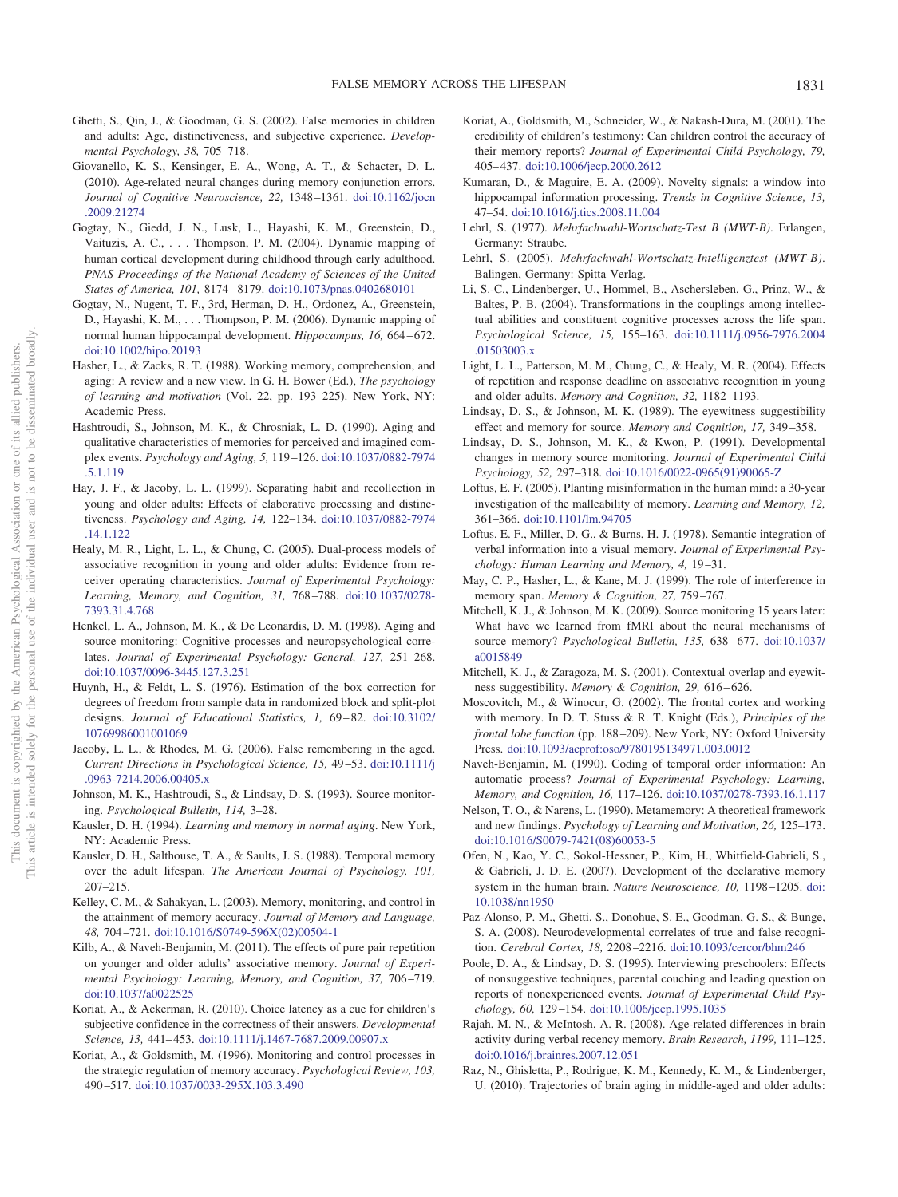Ghetti, S., Qin, J., & Goodman, G. S. (2002). False memories in children and adults: Age, distinctiveness, and subjective experience. *Developmental Psychology, 38,* 705–718.

Giovanello, K. S., Kensinger, E. A., Wong, A. T., & Schacter, D. L. (2010). Age-related neural changes during memory conjunction errors. *Journal of Cognitive Neuroscience, 22,* 1348–1361. doi:10.1162/jocn.2009.21274

Gogtay, N., Giedd, J. N., Lusk, L., Hayashi, K. M., Greenstein, D., Vaituzis, A. C., . . . Thompson, P. M. (2004). Dynamic mapping of human cortical development during childhood through early adulthood. *PNAS Proceedings of the National Academy of Sciences of the United States of America, 101,* 8174–8179. doi:10.1073/pnas.0402680101

Gogtay, N., Nugent, T. F., 3rd, Herman, D. H., Ordonez, A., Greenstein, D., Hayashi, K. M., . . . Thompson, P. M. (2006). Dynamic mapping of normal human hippocampal development. *Hippocampus, 16,* 664–672. doi:10.1002/hipo.20193

Hasher, L., & Zacks, R. T. (1988). Working memory, comprehension, and aging: A review and a new view. In G. H. Bower (Ed.), *The psychology of learning and motivation* (Vol. 22, pp. 193–225). New York, NY: Academic Press.

Hashtroudi, S., Johnson, M. K., & Chrosniak, L. D. (1990). Aging and qualitative characteristics of memories for perceived and imagined complex events. *Psychology and Aging, 5,* 119–126. doi:10.1037/0882-7974.5.1.119

Hay, J. F., & Jacoby, L. L. (1999). Separating habit and recollection in young and older adults: Effects of elaborative processing and distinctiveness. *Psychology and Aging, 14,* 122–134. doi:10.1037/0882-7974.14.1.122

Healy, M. R., Light, L. L., & Chung, C. (2005). Dual-process models of associative recognition in young and older adults: Evidence from receiver operating characteristics. *Journal of Experimental Psychology: Learning, Memory, and Cognition, 31,* 768–788. doi:10.1037/0278-7393.31.4.768

Henkel, L. A., Johnson, M. K., & De Leonardis, D. M. (1998). Aging and source monitoring: Cognitive processes and neuropsychological correlates. *Journal of Experimental Psychology: General, 127,* 251–268. doi:10.1037/0096-3445.127.3.251

Huynh, H., & Feldt, L. S. (1976). Estimation of the box correction for degrees of freedom from sample data in randomized block and split-plot designs. *Journal of Educational Statistics, 1,* 69–82. doi:10.3102/10769986001001069

Jacoby, L. L., & Rhodes, M. G. (2006). False remembering in the aged. *Current Directions in Psychological Science, 15,* 49–53. doi:10.1111/j.0963-7214.2006.00405.x

Johnson, M. K., Hashtroudi, S., & Lindsay, D. S. (1993). Source monitoring. *Psychological Bulletin, 114,* 3–28.

Kausler, D. H. (1994). *Learning and memory in normal aging*. New York, NY: Academic Press.

Kausler, D. H., Salthouse, T. A., & Saults, J. S. (1988). Temporal memory over the adult lifespan. *The American Journal of Psychology, 101,* 207–215.

Kelley, C. M., & Sahakyan, L. (2003). Memory, monitoring, and control in the attainment of memory accuracy. *Journal of Memory and Language, 48,* 704–721. doi:10.1016/S0749-596X(02)00504-1

Kilb, A., & Naveh-Benjamin, M. (2011). The effects of pure pair repetition on younger and older adults' associative memory. *Journal of Experimental Psychology: Learning, Memory, and Cognition, 37,* 706–719. doi:10.1037/a0022525

Koriat, A., & Ackerman, R. (2010). Choice latency as a cue for children's subjective confidence in the correctness of their answers. *Developmental Science, 13,* 441–453. doi:10.1111/j.1467-7687.2009.00907.x

Koriat, A., & Goldsmith, M. (1996). Monitoring and control processes in the strategic regulation of memory accuracy. *Psychological Review, 103,* 490–517. doi:10.1037/0033-295X.103.3.490

Koriat, A., Goldsmith, M., Schneider, W., & Nakash-Dura, M. (2001). The credibility of children's testimony: Can children control the accuracy of their memory reports? *Journal of Experimental Child Psychology, 79,* 405–437. doi:10.1006/jecp.2000.2612

Kumaran, D., & Maguire, E. A. (2009). Novelty signals: a window into hippocampal information processing. *Trends in Cognitive Science, 13,* 47–54. doi:10.1016/j.tics.2008.11.004

Lehrl, S. (1977). *Mehrfachwahl-Wortschatz-Test B (MWT-B)*. Erlangen, Germany: Straube.

Lehrl, S. (2005). *Mehrfachwahl-Wortschatz-Intelligenztest (MWT-B)*. Balingen, Germany: Spitta Verlag.

Li, S.-C., Lindenberger, U., Hommel, B., Aschersleben, G., Prinz, W., & Baltes, P. B. (2004). Transformations in the couplings among intellectual abilities and constituent cognitive processes across the life span. *Psychological Science, 15,* 155–163. doi:10.1111/j.0956-7976.2004.01503003.x

Light, L. L., Patterson, M. M., Chung, C., & Healy, M. R. (2004). Effects of repetition and response deadline on associative recognition in young and older adults. *Memory and Cognition, 32,* 1182–1193.

Lindsay, D. S., & Johnson, M. K. (1989). The eyewitness suggestibility effect and memory for source. *Memory and Cognition, 17,* 349–358.

Lindsay, D. S., Johnson, M. K., & Kwon, P. (1991). Developmental changes in memory source monitoring. *Journal of Experimental Child Psychology, 52,* 297–318. doi:10.1016/0022-0965(91)90065-Z

Loftus, E. F. (2005). Planting misinformation in the human mind: a 30-year investigation of the malleability of memory. *Learning and Memory, 12,* 361–366. doi:10.1101/lm.94705

Loftus, E. F., Miller, D. G., & Burns, H. J. (1978). Semantic integration of verbal information into a visual memory. *Journal of Experimental Psychology: Human Learning and Memory, 4,* 19–31.

May, C. P., Hasher, L., & Kane, M. J. (1999). The role of interference in memory span. *Memory & Cognition, 27,* 759–767.

Mitchell, K. J., & Johnson, M. K. (2009). Source monitoring 15 years later: What have we learned from fMRI about the neural mechanisms of source memory? *Psychological Bulletin, 135,* 638–677. doi:10.1037/a0015849

Mitchell, K. J., & Zaragoza, M. S. (2001). Contextual overlap and eyewitness suggestibility. *Memory & Cognition, 29,* 616–626.

Moscovitch, M., & Winocur, G. (2002). The frontal cortex and working with memory. In D. T. Stuss & R. T. Knight (Eds.), *Principles of the frontal lobe function* (pp. 188–209). New York, NY: Oxford University Press. doi:10.1093/acprof:oso/9780195134971.003.0012

Naveh-Benjamin, M. (1990). Coding of temporal order information: An automatic process? *Journal of Experimental Psychology: Learning, Memory, and Cognition, 16,* 117–126. doi:10.1037/0278-7393.16.1.117

Nelson, T. O., & Narens, L. (1990). Metamemory: A theoretical framework and new findings. *Psychology of Learning and Motivation, 26,* 125–173. doi:10.1016/S0079-7421(08)60053-5

Ofen, N., Kao, Y. C., Sokol-Hessner, P., Kim, H., Whitfield-Gabrieli, S., & Gabrieli, J. D. E. (2007). Development of the declarative memory system in the human brain. *Nature Neuroscience, 10,* 1198–1205. doi:10.1038/nn1950

Paz-Alonso, P. M., Ghetti, S., Donohue, S. E., Goodman, G. S., & Bunge, S. A. (2008). Neurodevelopmental correlates of true and false recognition. *Cerebral Cortex, 18,* 2208–2216. doi:10.1093/cercor/bhm246

Poole, D. A., & Lindsay, D. S. (1995). Interviewing preschoolers: Effects of nonsuggestive techniques, parental couching and leading question on reports of nonexperienced events. *Journal of Experimental Child Psychology, 60,* 129–154. doi:10.1006/jecp.1995.1035

Rajah, M. N., & McIntosh, A. R. (2008). Age-related differences in brain activity during verbal recency memory. *Brain Research, 1199,* 111–125. doi:0.1016/j.brainres.2007.12.051

Raz, N., Ghisletta, P., Rodrigue, K. M., Kennedy, K. M., & Lindenberger, U. (2010). Trajectories of brain aging in middle-aged and older adults: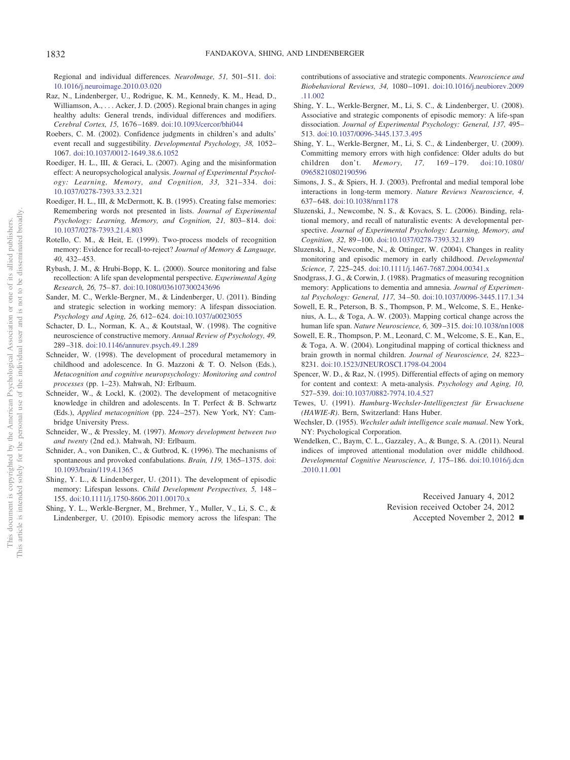Regional and individual differences. *NeuroImage, 51,* 501–511. doi:10.1016/j.neuroimage.2010.03.020

Raz, N., Lindenberger, U., Rodrigue, K. M., Kennedy, K. M., Head, D., Williamson, A., . . . Acker, J. D. (2005). Regional brain changes in aging healthy adults: General trends, individual differences and modifiers. *Cerebral Cortex, 15,* 1676–1689. doi:10.1093/cercor/bhi044

Roebers, C. M. (2002). Confidence judgments in children's and adults' event recall and suggestibility. *Developmental Psychology, 38,* 1052–1067. doi:10.1037/0012-1649.38.6.1052

Roediger, H. L., III, & Geraci, L. (2007). Aging and the misinformation effect: A neuropsychological analysis. *Journal of Experimental Psychology: Learning, Memory, and Cognition, 33,* 321–334. doi:10.1037/0278-7393.33.2.321

Roediger, H. L., III, & McDermott, K. B. (1995). Creating false memories: Remembering words not presented in lists. *Journal of Experimental Psychology: Learning, Memory, and Cognition, 21,* 803–814. doi:10.1037/0278-7393.21.4.803

Rotello, C. M., & Heit, E. (1999). Two-process models of recognition memory: Evidence for recall-to-reject? *Journal of Memory & Language, 40,* 432–453.

Rybash, J. M., & Hrubi-Bopp, K. L. (2000). Source monitoring and false recollection: A life span developmental perspective. *Experimental Aging Research, 26,* 75–87. doi:10.1080/036107300243696

Sander, M. C., Werkle-Bergner, M., & Lindenberger, U. (2011). Binding and strategic selection in working memory: A lifespan dissociation. *Psychology and Aging, 26,* 612–624. doi:10.1037/a0023055

Schacter, D. L., Norman, K. A., & Koutstaal, W. (1998). The cognitive neuroscience of constructive memory. *Annual Review of Psychology, 49,* 289–318. doi:10.1146/annurev.psych.49.1.289

Schneider, W. (1998). The development of procedural metamemory in childhood and adolescence. In G. Mazzoni & T. O. Nelson (Eds.), *Metacognition and cognitive neuropsychology: Monitoring and control processes* (pp. 1–23). Mahwah, NJ: Erlbaum.

Schneider, W., & Lockl, K. (2002). The development of metacognitive knowledge in children and adolescents. In T. Perfect & B. Schwartz (Eds.), *Applied metacognition* (pp. 224–257). New York, NY: Cambridge University Press.

Schneider, W., & Pressley, M. (1997). *Memory development between two and twenty* (2nd ed.). Mahwah, NJ: Erlbaum.

Schnider, A., von Daniken, C., & Gutbrod, K. (1996). The mechanisms of spontaneous and provoked confabulations. *Brain, 119,* 1365–1375. doi:10.1093/brain/119.4.1365

Shing, Y. L., & Lindenberger, U. (2011). The development of episodic memory: Lifespan lessons. *Child Development Perspectives, 5,* 148–155. doi:10.1111/j.1750-8606.2011.00170.x

Shing, Y. L., Werkle-Bergner, M., Brehmer, Y., Muller, V., Li, S. C., & Lindenberger, U. (2010). Episodic memory across the lifespan: The contributions of associative and strategic components. *Neuroscience and Biobehavioral Reviews, 34,* 1080–1091. doi:10.1016/j.neubiorev.2009.11.002

Shing, Y. L., Werkle-Bergner, M., Li, S. C., & Lindenberger, U. (2008). Associative and strategic components of episodic memory: A life-span dissociation. *Journal of Experimental Psychology: General, 137,* 495–513. doi:10.1037/0096-3445.137.3.495

Shing, Y. L., Werkle-Bergner, M., Li, S. C., & Lindenberger, U. (2009). Committing memory errors with high confidence: Older adults do but children don't. *Memory, 17,* 169–179. doi:10.1080/09658210802190596

Simons, J. S., & Spiers, H. J. (2003). Prefrontal and medial temporal lobe interactions in long-term memory. *Nature Reviews Neuroscience, 4,* 637–648. doi:10.1038/nrn1178

Sluzenski, J., Newcombe, N. S., & Kovacs, S. L. (2006). Binding, relational memory, and recall of naturalistic events: A developmental perspective. *Journal of Experimental Psychology: Learning, Memory, and Cognition, 32,* 89–100. doi:10.1037/0278-7393.32.1.89

Sluzenski, J., Newcombe, N., & Ottinger, W. (2004). Changes in reality monitoring and episodic memory in early childhood. *Developmental Science, 7,* 225–245. doi:10.1111/j.1467-7687.2004.00341.x

Snodgrass, J. G., & Corwin, J. (1988). Pragmatics of measuring recognition memory: Applications to dementia and amnesia. *Journal of Experimental Psychology: General, 117,* 34–50. doi:10.1037/0096-3445.117.1.34

Sowell, E. R., Peterson, B. S., Thompson, P. M., Welcome, S. E., Henkenius, A. L., & Toga, A. W. (2003). Mapping cortical change across the human life span. *Nature Neuroscience, 6,* 309–315. doi:10.1038/nn1008

Sowell, E. R., Thompson, P. M., Leonard, C. M., Welcome, S. E., Kan, E., & Toga, A. W. (2004). Longitudinal mapping of cortical thickness and brain growth in normal children. *Journal of Neuroscience, 24,* 8223–8231. doi:10.1523/JNEUROSCI.1798-04.2004

Spencer, W. D., & Raz, N. (1995). Differential effects of aging on memory for content and context: A meta-analysis. *Psychology and Aging, 10,* 527–539. doi:10.1037/0882-7974.10.4.527

Tewes, U. (1991). *Hamburg-Wechsler-Intelligenztest für Erwachsene (HAWIE-R).* Bern, Switzerland: Hans Huber.

Wechsler, D. (1955). *Wechsler adult intelligence scale manual.* New York, NY: Psychological Corporation.

Wendelken, C., Baym, C. L., Gazzaley, A., & Bunge, S. A. (2011). Neural indices of improved attentional modulation over middle childhood. *Developmental Cognitive Neuroscience, 1,* 175–186. doi:10.1016/j.dcn.2010.11.001

Received January 4, 2012
Revision received October 24, 2012
Accepted November 2, 2012 ■